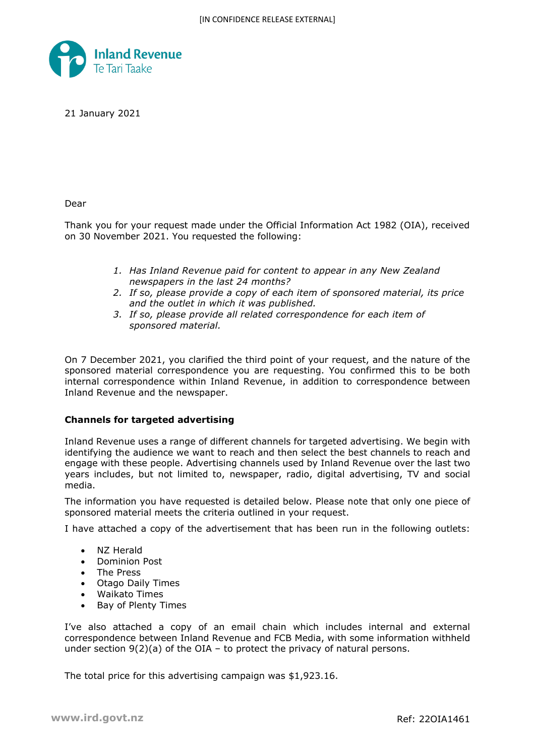[IN CONFIDENCE RELEASE EXTERNAL]

Inland Revenue
Te Tari Taake

21 January 2021

Dear

Thank you for your request made under the Official Information Act 1982 (OIA), received on 30 November 2021. You requested the following:

1. *Has Inland Revenue paid for content to appear in any New Zealand newspapers in the last 24 months?*
2. *If so, please provide a copy of each item of sponsored material, its price and the outlet in which it was published.*
3. *If so, please provide all related correspondence for each item of sponsored material.*

On 7 December 2021, you clarified the third point of your request, and the nature of the sponsored material correspondence you are requesting. You confirmed this to be both internal correspondence within Inland Revenue, in addition to correspondence between Inland Revenue and the newspaper.

**Channels for targeted advertising**

Inland Revenue uses a range of different channels for targeted advertising. We begin with identifying the audience we want to reach and then select the best channels to reach and engage with these people. Advertising channels used by Inland Revenue over the last two years includes, but not limited to, newspaper, radio, digital advertising, TV and social media.

The information you have requested is detailed below. Please note that only one piece of sponsored material meets the criteria outlined in your request.

I have attached a copy of the advertisement that has been run in the following outlets:

- NZ Herald
- Dominion Post
- The Press
- Otago Daily Times
- Waikato Times
- Bay of Plenty Times

I've also attached a copy of an email chain which includes internal and external correspondence between Inland Revenue and FCB Media, with some information withheld under section 9(2)(a) of the OIA – to protect the privacy of natural persons.

The total price for this advertising campaign was $1,923.16.

Ref: 22OIA1461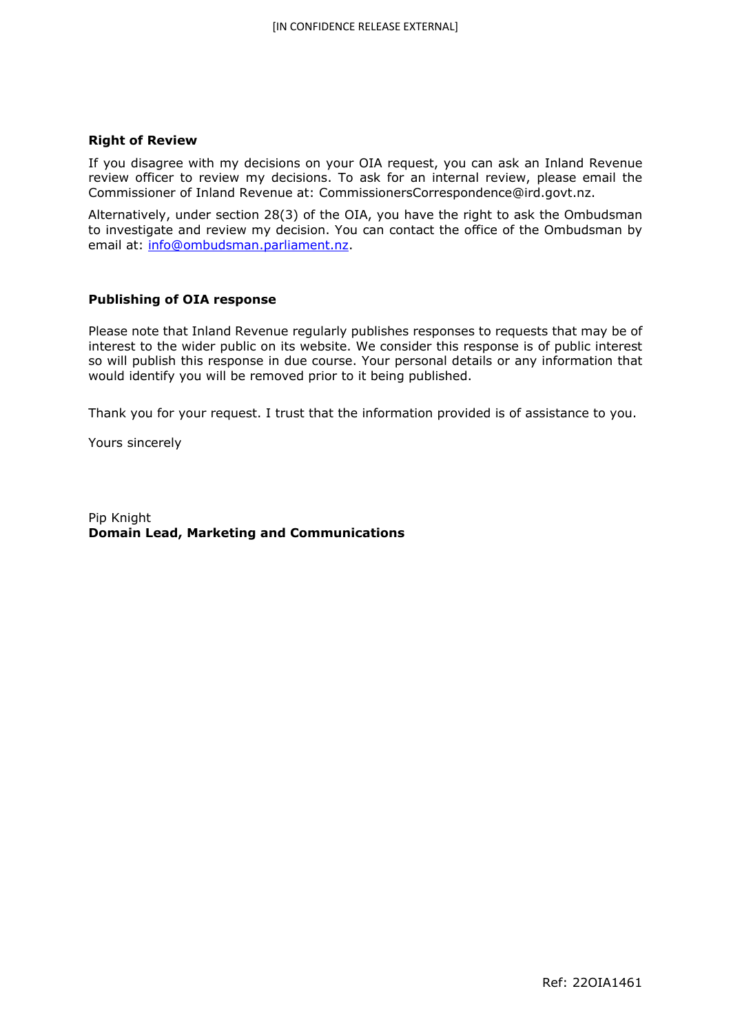**Right of Review**

If you disagree with my decisions on your OIA request, you can ask an Inland Revenue review officer to review my decisions. To ask for an internal review, please email the Commissioner of Inland Revenue at: CommissionersCorrespondence@ird.govt.nz.

Alternatively, under section 28(3) of the OIA, you have the right to ask the Ombudsman to investigate and review my decision. You can contact the office of the Ombudsman by email at: info@ombudsman.parliament.nz.

**Publishing of OIA response**

Please note that Inland Revenue regularly publishes responses to requests that may be of interest to the wider public on its website. We consider this response is of public interest so will publish this response in due course. Your personal details or any information that would identify you will be removed prior to it being published.

Thank you for your request. I trust that the information provided is of assistance to you.

Yours sincerely

Pip Knight
**Domain Lead, Marketing and Communications**